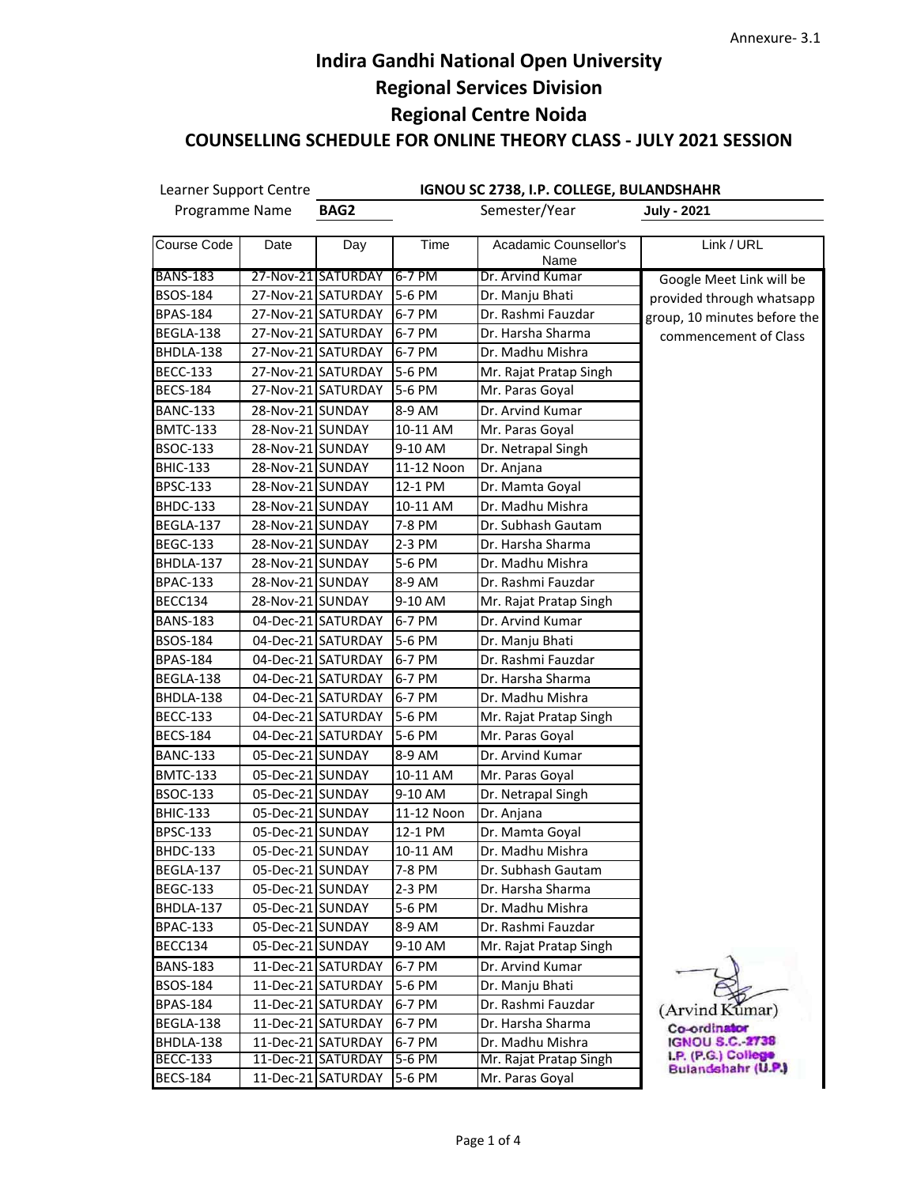Annexure- 3.1

# Indira Gandhi National Open University

## Regional Services Division

## Regional Centre Noida

### COUNSELLING SCHEDULE FOR ONLINE THEORY CLASS - JULY 2021 SESSION

Learner Support Centre: **IGNOU SC 2738, I.P. COLLEGE, BULANDSHAHR**

Programme Name: **BAG2** Semester/Year: **July - 2021**

| Course Code | Date | Day | Time | Acadamic Counsellor's Name | Link / URL |
|---|---|---|---|---|---|
| BANS-183 | 27-Nov-21 | SATURDAY | 6-7 PM | Dr. Arvind Kumar | Google Meet Link will be provided through whatsapp group, 10 minutes before the commencement of Class |
| BSOS-184 | 27-Nov-21 | SATURDAY | 5-6 PM | Dr. Manju Bhati | |
| BPAS-184 | 27-Nov-21 | SATURDAY | 6-7 PM | Dr. Rashmi Fauzdar | |
| BEGLA-138 | 27-Nov-21 | SATURDAY | 6-7 PM | Dr. Harsha Sharma | |
| BHDLA-138 | 27-Nov-21 | SATURDAY | 6-7 PM | Dr. Madhu Mishra | |
| BECC-133 | 27-Nov-21 | SATURDAY | 5-6 PM | Mr. Rajat Pratap Singh | |
| BECS-184 | 27-Nov-21 | SATURDAY | 5-6 PM | Mr. Paras Goyal | |
| BANC-133 | 28-Nov-21 | SUNDAY | 8-9 AM | Dr. Arvind Kumar | |
| BMTC-133 | 28-Nov-21 | SUNDAY | 10-11 AM | Mr. Paras Goyal | |
| BSOC-133 | 28-Nov-21 | SUNDAY | 9-10 AM | Dr. Netrapal Singh | |
| BHIC-133 | 28-Nov-21 | SUNDAY | 11-12 Noon | Dr. Anjana | |
| BPSC-133 | 28-Nov-21 | SUNDAY | 12-1 PM | Dr. Mamta Goyal | |
| BHDC-133 | 28-Nov-21 | SUNDAY | 10-11 AM | Dr. Madhu Mishra | |
| BEGLA-137 | 28-Nov-21 | SUNDAY | 7-8 PM | Dr. Subhash Gautam | |
| BEGC-133 | 28-Nov-21 | SUNDAY | 2-3 PM | Dr. Harsha Sharma | |
| BHDLA-137 | 28-Nov-21 | SUNDAY | 5-6 PM | Dr. Madhu Mishra | |
| BPAC-133 | 28-Nov-21 | SUNDAY | 8-9 AM | Dr. Rashmi Fauzdar | |
| BECC134 | 28-Nov-21 | SUNDAY | 9-10 AM | Mr. Rajat Pratap Singh | |
| BANS-183 | 04-Dec-21 | SATURDAY | 6-7 PM | Dr. Arvind Kumar | |
| BSOS-184 | 04-Dec-21 | SATURDAY | 5-6 PM | Dr. Manju Bhati | |
| BPAS-184 | 04-Dec-21 | SATURDAY | 6-7 PM | Dr. Rashmi Fauzdar | |
| BEGLA-138 | 04-Dec-21 | SATURDAY | 6-7 PM | Dr. Harsha Sharma | |
| BHDLA-138 | 04-Dec-21 | SATURDAY | 6-7 PM | Dr. Madhu Mishra | |
| BECC-133 | 04-Dec-21 | SATURDAY | 5-6 PM | Mr. Rajat Pratap Singh | |
| BECS-184 | 04-Dec-21 | SATURDAY | 5-6 PM | Mr. Paras Goyal | |
| BANC-133 | 05-Dec-21 | SUNDAY | 8-9 AM | Dr. Arvind Kumar | |
| BMTC-133 | 05-Dec-21 | SUNDAY | 10-11 AM | Mr. Paras Goyal | |
| BSOC-133 | 05-Dec-21 | SUNDAY | 9-10 AM | Dr. Netrapal Singh | |
| BHIC-133 | 05-Dec-21 | SUNDAY | 11-12 Noon | Dr. Anjana | |
| BPSC-133 | 05-Dec-21 | SUNDAY | 12-1 PM | Dr. Mamta Goyal | |
| BHDC-133 | 05-Dec-21 | SUNDAY | 10-11 AM | Dr. Madhu Mishra | |
| BEGLA-137 | 05-Dec-21 | SUNDAY | 7-8 PM | Dr. Subhash Gautam | |
| BEGC-133 | 05-Dec-21 | SUNDAY | 2-3 PM | Dr. Harsha Sharma | |
| BHDLA-137 | 05-Dec-21 | SUNDAY | 5-6 PM | Dr. Madhu Mishra | |
| BPAC-133 | 05-Dec-21 | SUNDAY | 8-9 AM | Dr. Rashmi Fauzdar | |
| BECC134 | 05-Dec-21 | SUNDAY | 9-10 AM | Mr. Rajat Pratap Singh | |
| BANS-183 | 11-Dec-21 | SATURDAY | 6-7 PM | Dr. Arvind Kumar | |
| BSOS-184 | 11-Dec-21 | SATURDAY | 5-6 PM | Dr. Manju Bhati | |
| BPAS-184 | 11-Dec-21 | SATURDAY | 6-7 PM | Dr. Rashmi Fauzdar | |
| BEGLA-138 | 11-Dec-21 | SATURDAY | 6-7 PM | Dr. Harsha Sharma | |
| BHDLA-138 | 11-Dec-21 | SATURDAY | 6-7 PM | Dr. Madhu Mishra | |
| BECC-133 | 11-Dec-21 | SATURDAY | 5-6 PM | Mr. Rajat Pratap Singh | |
| BECS-184 | 11-Dec-21 | SATURDAY | 5-6 PM | Mr. Paras Goyal | |

(Arvind Kumar)
Co-ordinator
IGNOU S.C.-2738
I.P. (P.G.) College
Bulandshahr (U.P.)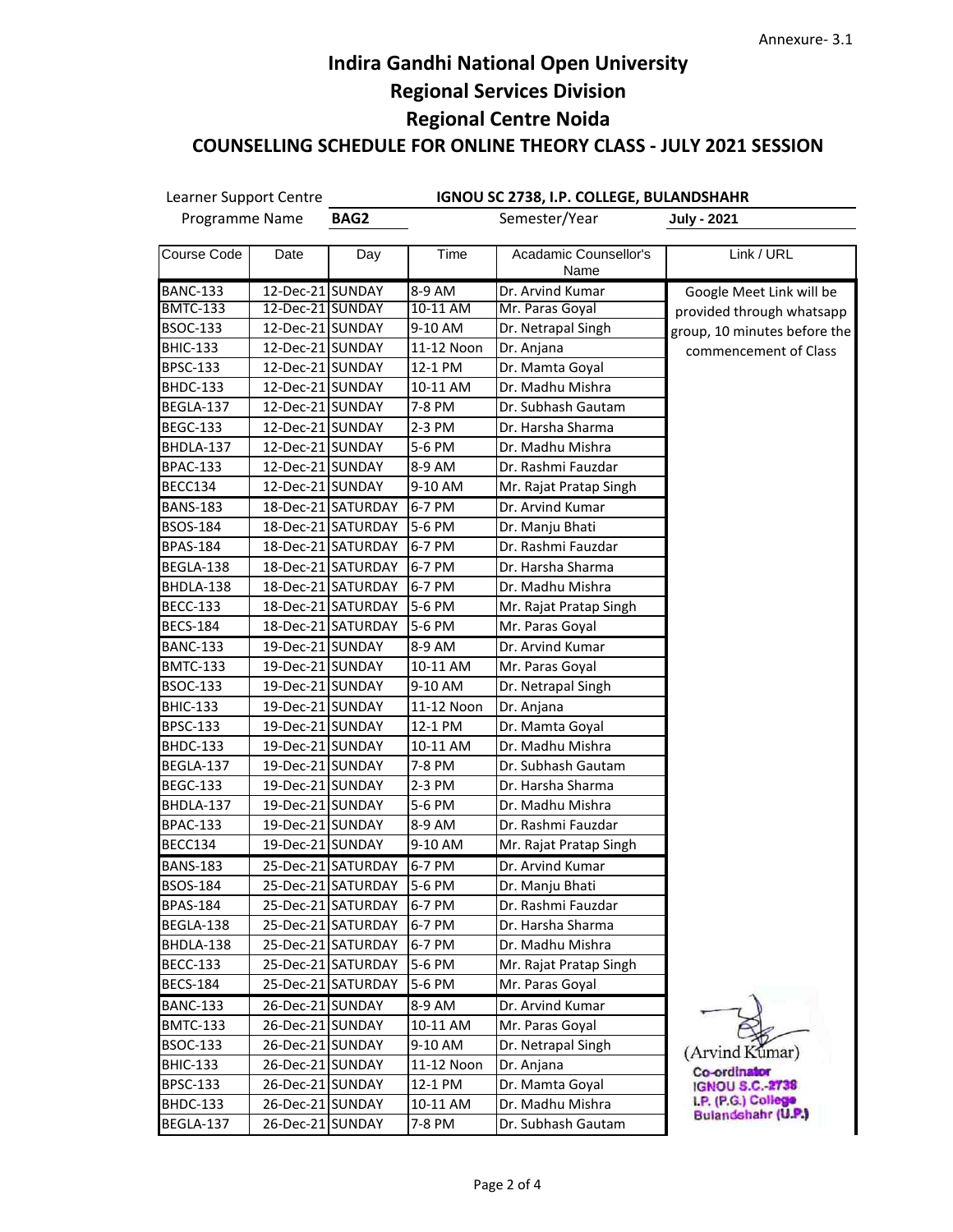Annexure- 3.1

# Indira Gandhi National Open University

## Regional Services Division

## Regional Centre Noida

### COUNSELLING SCHEDULE FOR ONLINE THEORY CLASS - JULY 2021 SESSION

Learner Support Centre: **IGNOU SC 2738, I.P. COLLEGE, BULANDSHAHR**

Programme Name: **BAG2** | Semester/Year: **July - 2021**

| Course Code | Date | Day | Time | Acadamic Counsellor's Name | Link / URL |
|---|---|---|---|---|---|
| BANC-133 | 12-Dec-21 | SUNDAY | 8-9 AM | Dr. Arvind Kumar | Google Meet Link will be provided through whatsapp group, 10 minutes before the commencement of Class |
| BMTC-133 | 12-Dec-21 | SUNDAY | 10-11 AM | Mr. Paras Goyal | |
| BSOC-133 | 12-Dec-21 | SUNDAY | 9-10 AM | Dr. Netrapal Singh | |
| BHIC-133 | 12-Dec-21 | SUNDAY | 11-12 Noon | Dr. Anjana | |
| BPSC-133 | 12-Dec-21 | SUNDAY | 12-1 PM | Dr. Mamta Goyal | |
| BHDC-133 | 12-Dec-21 | SUNDAY | 10-11 AM | Dr. Madhu Mishra | |
| BEGLA-137 | 12-Dec-21 | SUNDAY | 7-8 PM | Dr. Subhash Gautam | |
| BEGC-133 | 12-Dec-21 | SUNDAY | 2-3 PM | Dr. Harsha Sharma | |
| BHDLA-137 | 12-Dec-21 | SUNDAY | 5-6 PM | Dr. Madhu Mishra | |
| BPAC-133 | 12-Dec-21 | SUNDAY | 8-9 AM | Dr. Rashmi Fauzdar | |
| BECC134 | 12-Dec-21 | SUNDAY | 9-10 AM | Mr. Rajat Pratap Singh | |
| BANS-183 | 18-Dec-21 | SATURDAY | 6-7 PM | Dr. Arvind Kumar | |
| BSOS-184 | 18-Dec-21 | SATURDAY | 5-6 PM | Dr. Manju Bhati | |
| BPAS-184 | 18-Dec-21 | SATURDAY | 6-7 PM | Dr. Rashmi Fauzdar | |
| BEGLA-138 | 18-Dec-21 | SATURDAY | 6-7 PM | Dr. Harsha Sharma | |
| BHDLA-138 | 18-Dec-21 | SATURDAY | 6-7 PM | Dr. Madhu Mishra | |
| BECC-133 | 18-Dec-21 | SATURDAY | 5-6 PM | Mr. Rajat Pratap Singh | |
| BECS-184 | 18-Dec-21 | SATURDAY | 5-6 PM | Mr. Paras Goyal | |
| BANC-133 | 19-Dec-21 | SUNDAY | 8-9 AM | Dr. Arvind Kumar | |
| BMTC-133 | 19-Dec-21 | SUNDAY | 10-11 AM | Mr. Paras Goyal | |
| BSOC-133 | 19-Dec-21 | SUNDAY | 9-10 AM | Dr. Netrapal Singh | |
| BHIC-133 | 19-Dec-21 | SUNDAY | 11-12 Noon | Dr. Anjana | |
| BPSC-133 | 19-Dec-21 | SUNDAY | 12-1 PM | Dr. Mamta Goyal | |
| BHDC-133 | 19-Dec-21 | SUNDAY | 10-11 AM | Dr. Madhu Mishra | |
| BEGLA-137 | 19-Dec-21 | SUNDAY | 7-8 PM | Dr. Subhash Gautam | |
| BEGC-133 | 19-Dec-21 | SUNDAY | 2-3 PM | Dr. Harsha Sharma | |
| BHDLA-137 | 19-Dec-21 | SUNDAY | 5-6 PM | Dr. Madhu Mishra | |
| BPAC-133 | 19-Dec-21 | SUNDAY | 8-9 AM | Dr. Rashmi Fauzdar | |
| BECC134 | 19-Dec-21 | SUNDAY | 9-10 AM | Mr. Rajat Pratap Singh | |
| BANS-183 | 25-Dec-21 | SATURDAY | 6-7 PM | Dr. Arvind Kumar | |
| BSOS-184 | 25-Dec-21 | SATURDAY | 5-6 PM | Dr. Manju Bhati | |
| BPAS-184 | 25-Dec-21 | SATURDAY | 6-7 PM | Dr. Rashmi Fauzdar | |
| BEGLA-138 | 25-Dec-21 | SATURDAY | 6-7 PM | Dr. Harsha Sharma | |
| BHDLA-138 | 25-Dec-21 | SATURDAY | 6-7 PM | Dr. Madhu Mishra | |
| BECC-133 | 25-Dec-21 | SATURDAY | 5-6 PM | Mr. Rajat Pratap Singh | |
| BECS-184 | 25-Dec-21 | SATURDAY | 5-6 PM | Mr. Paras Goyal | |
| BANC-133 | 26-Dec-21 | SUNDAY | 8-9 AM | Dr. Arvind Kumar | |
| BMTC-133 | 26-Dec-21 | SUNDAY | 10-11 AM | Mr. Paras Goyal | |
| BSOC-133 | 26-Dec-21 | SUNDAY | 9-10 AM | Dr. Netrapal Singh | |
| BHIC-133 | 26-Dec-21 | SUNDAY | 11-12 Noon | Dr. Anjana | |
| BPSC-133 | 26-Dec-21 | SUNDAY | 12-1 PM | Dr. Mamta Goyal | |
| BHDC-133 | 26-Dec-21 | SUNDAY | 10-11 AM | Dr. Madhu Mishra | |
| BEGLA-137 | 26-Dec-21 | SUNDAY | 7-8 PM | Dr. Subhash Gautam | |

(Arvind Kumar)
Co-ordinator
IGNOU S.C.-2738
I.P. (P.G.) College
Bulandshahr (U.P.)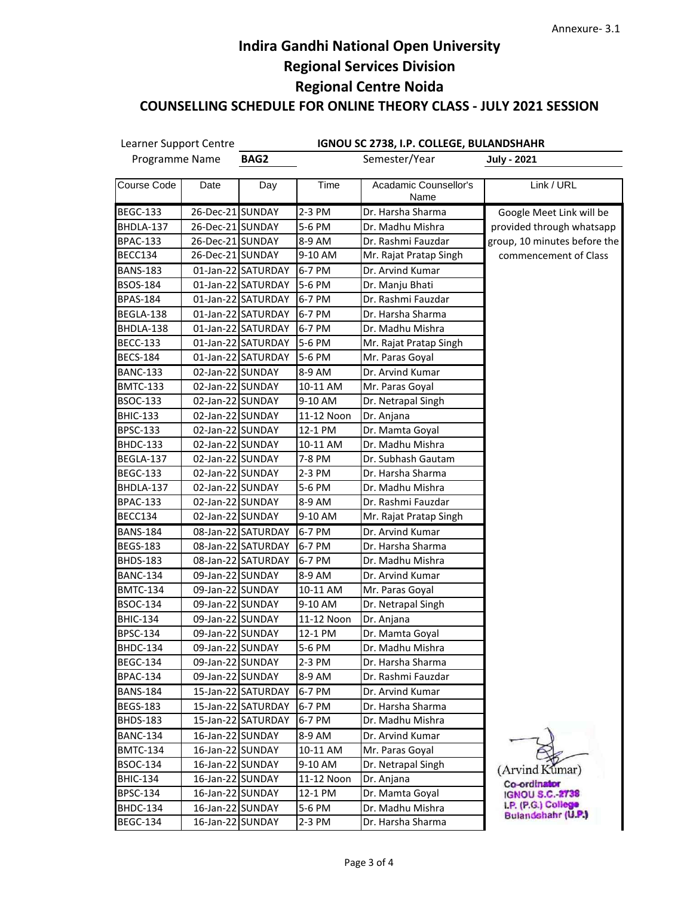Annexure- 3.1

# Indira Gandhi National Open University

## Regional Services Division

## Regional Centre Noida

### COUNSELLING SCHEDULE FOR ONLINE THEORY CLASS - JULY 2021 SESSION

Learner Support Centre: **IGNOU SC 2738, I.P. COLLEGE, BULANDSHAHR**

Programme Name: **BAG2** Semester/Year: **July - 2021**

| Course Code | Date | Day | Time | Acadamic Counsellor's Name | Link / URL |
|---|---|---|---|---|---|
| BEGC-133 | 26-Dec-21 | SUNDAY | 2-3 PM | Dr. Harsha Sharma | Google Meet Link will be provided through whatsapp group, 10 minutes before the commencement of Class |
| BHDLA-137 | 26-Dec-21 | SUNDAY | 5-6 PM | Dr. Madhu Mishra | |
| BPAC-133 | 26-Dec-21 | SUNDAY | 8-9 AM | Dr. Rashmi Fauzdar | |
| BECC134 | 26-Dec-21 | SUNDAY | 9-10 AM | Mr. Rajat Pratap Singh | |
| BANS-183 | 01-Jan-22 | SATURDAY | 6-7 PM | Dr. Arvind Kumar | |
| BSOS-184 | 01-Jan-22 | SATURDAY | 5-6 PM | Dr. Manju Bhati | |
| BPAS-184 | 01-Jan-22 | SATURDAY | 6-7 PM | Dr. Rashmi Fauzdar | |
| BEGLA-138 | 01-Jan-22 | SATURDAY | 6-7 PM | Dr. Harsha Sharma | |
| BHDLA-138 | 01-Jan-22 | SATURDAY | 6-7 PM | Dr. Madhu Mishra | |
| BECC-133 | 01-Jan-22 | SATURDAY | 5-6 PM | Mr. Rajat Pratap Singh | |
| BECS-184 | 01-Jan-22 | SATURDAY | 5-6 PM | Mr. Paras Goyal | |
| BANC-133 | 02-Jan-22 | SUNDAY | 8-9 AM | Dr. Arvind Kumar | |
| BMTC-133 | 02-Jan-22 | SUNDAY | 10-11 AM | Mr. Paras Goyal | |
| BSOC-133 | 02-Jan-22 | SUNDAY | 9-10 AM | Dr. Netrapal Singh | |
| BHIC-133 | 02-Jan-22 | SUNDAY | 11-12 Noon | Dr. Anjana | |
| BPSC-133 | 02-Jan-22 | SUNDAY | 12-1 PM | Dr. Mamta Goyal | |
| BHDC-133 | 02-Jan-22 | SUNDAY | 10-11 AM | Dr. Madhu Mishra | |
| BEGLA-137 | 02-Jan-22 | SUNDAY | 7-8 PM | Dr. Subhash Gautam | |
| BEGC-133 | 02-Jan-22 | SUNDAY | 2-3 PM | Dr. Harsha Sharma | |
| BHDLA-137 | 02-Jan-22 | SUNDAY | 5-6 PM | Dr. Madhu Mishra | |
| BPAC-133 | 02-Jan-22 | SUNDAY | 8-9 AM | Dr. Rashmi Fauzdar | |
| BECC134 | 02-Jan-22 | SUNDAY | 9-10 AM | Mr. Rajat Pratap Singh | |
| BANS-184 | 08-Jan-22 | SATURDAY | 6-7 PM | Dr. Arvind Kumar | |
| BEGS-183 | 08-Jan-22 | SATURDAY | 6-7 PM | Dr. Harsha Sharma | |
| BHDS-183 | 08-Jan-22 | SATURDAY | 6-7 PM | Dr. Madhu Mishra | |
| BANC-134 | 09-Jan-22 | SUNDAY | 8-9 AM | Dr. Arvind Kumar | |
| BMTC-134 | 09-Jan-22 | SUNDAY | 10-11 AM | Mr. Paras Goyal | |
| BSOC-134 | 09-Jan-22 | SUNDAY | 9-10 AM | Dr. Netrapal Singh | |
| BHIC-134 | 09-Jan-22 | SUNDAY | 11-12 Noon | Dr. Anjana | |
| BPSC-134 | 09-Jan-22 | SUNDAY | 12-1 PM | Dr. Mamta Goyal | |
| BHDC-134 | 09-Jan-22 | SUNDAY | 5-6 PM | Dr. Madhu Mishra | |
| BEGC-134 | 09-Jan-22 | SUNDAY | 2-3 PM | Dr. Harsha Sharma | |
| BPAC-134 | 09-Jan-22 | SUNDAY | 8-9 AM | Dr. Rashmi Fauzdar | |
| BANS-184 | 15-Jan-22 | SATURDAY | 6-7 PM | Dr. Arvind Kumar | |
| BEGS-183 | 15-Jan-22 | SATURDAY | 6-7 PM | Dr. Harsha Sharma | |
| BHDS-183 | 15-Jan-22 | SATURDAY | 6-7 PM | Dr. Madhu Mishra | |
| BANC-134 | 16-Jan-22 | SUNDAY | 8-9 AM | Dr. Arvind Kumar | |
| BMTC-134 | 16-Jan-22 | SUNDAY | 10-11 AM | Mr. Paras Goyal | |
| BSOC-134 | 16-Jan-22 | SUNDAY | 9-10 AM | Dr. Netrapal Singh | |
| BHIC-134 | 16-Jan-22 | SUNDAY | 11-12 Noon | Dr. Anjana | |
| BPSC-134 | 16-Jan-22 | SUNDAY | 12-1 PM | Dr. Mamta Goyal | |
| BHDC-134 | 16-Jan-22 | SUNDAY | 5-6 PM | Dr. Madhu Mishra | |
| BEGC-134 | 16-Jan-22 | SUNDAY | 2-3 PM | Dr. Harsha Sharma | |

(Arvind Kumar)
Co-ordinator
IGNOU S.C.-2738
I.P. (P.G.) College
Bulandshahr (U.P.)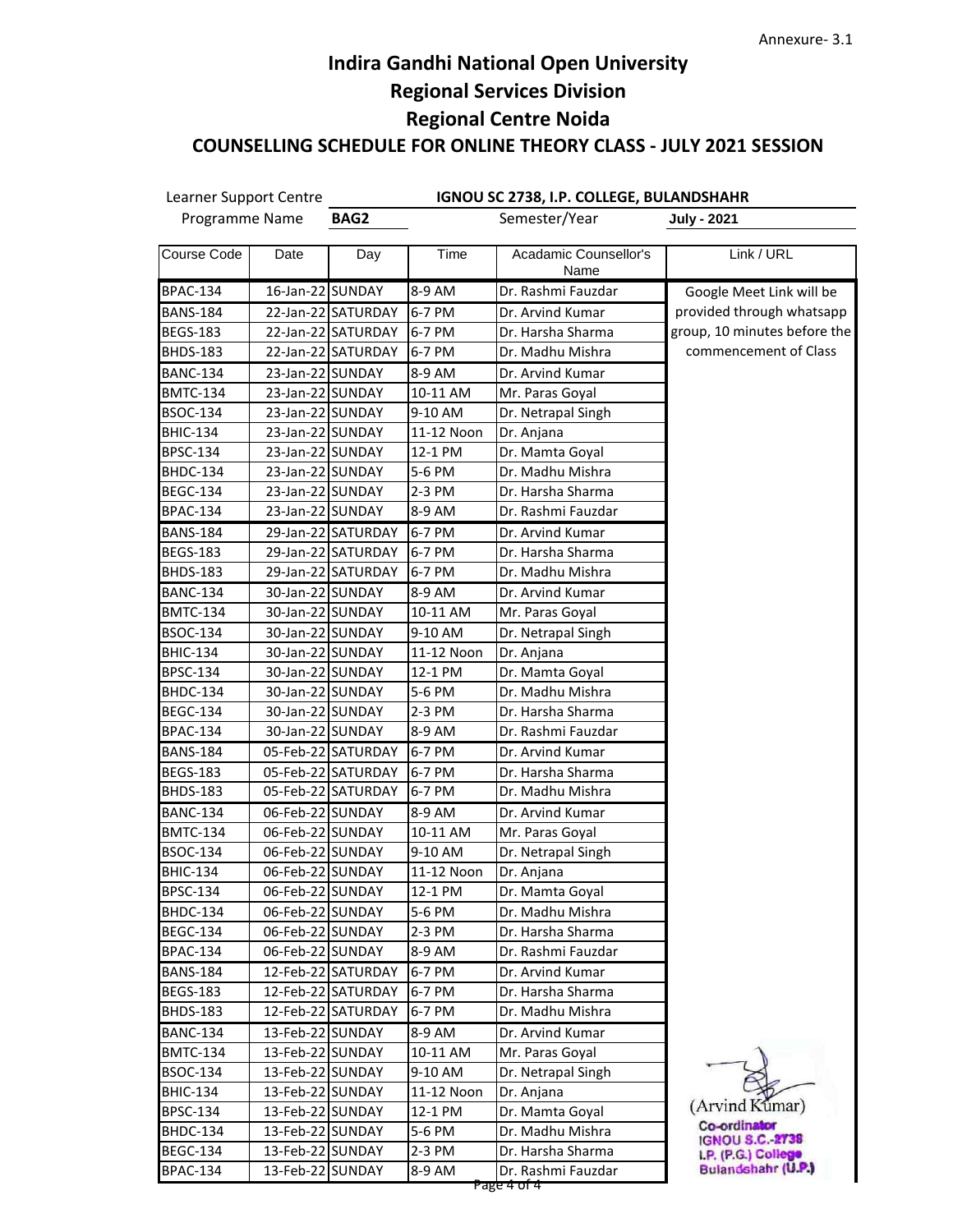Annexure- 3.1

# Indira Gandhi National Open University
## Regional Services Division
## Regional Centre Noida
### COUNSELLING SCHEDULE FOR ONLINE THEORY CLASS - JULY 2021 SESSION

Learner Support Centre: **IGNOU SC 2738, I.P. COLLEGE, BULANDSHAHR**

Programme Name: **BAG2** | Semester/Year: **July - 2021**

| Course Code | Date | Day | Time | Acadamic Counsellor's Name | Link / URL |
|---|---|---|---|---|---|
| BPAC-134 | 16-Jan-22 | SUNDAY | 8-9 AM | Dr. Rashmi Fauzdar | Google Meet Link will be provided through whatsapp group, 10 minutes before the commencement of Class |
| BANS-184 | 22-Jan-22 | SATURDAY | 6-7 PM | Dr. Arvind Kumar | |
| BEGS-183 | 22-Jan-22 | SATURDAY | 6-7 PM | Dr. Harsha Sharma | |
| BHDS-183 | 22-Jan-22 | SATURDAY | 6-7 PM | Dr. Madhu Mishra | |
| BANC-134 | 23-Jan-22 | SUNDAY | 8-9 AM | Dr. Arvind Kumar | |
| BMTC-134 | 23-Jan-22 | SUNDAY | 10-11 AM | Mr. Paras Goyal | |
| BSOC-134 | 23-Jan-22 | SUNDAY | 9-10 AM | Dr. Netrapal Singh | |
| BHIC-134 | 23-Jan-22 | SUNDAY | 11-12 Noon | Dr. Anjana | |
| BPSC-134 | 23-Jan-22 | SUNDAY | 12-1 PM | Dr. Mamta Goyal | |
| BHDC-134 | 23-Jan-22 | SUNDAY | 5-6 PM | Dr. Madhu Mishra | |
| BEGC-134 | 23-Jan-22 | SUNDAY | 2-3 PM | Dr. Harsha Sharma | |
| BPAC-134 | 23-Jan-22 | SUNDAY | 8-9 AM | Dr. Rashmi Fauzdar | |
| BANS-184 | 29-Jan-22 | SATURDAY | 6-7 PM | Dr. Arvind Kumar | |
| BEGS-183 | 29-Jan-22 | SATURDAY | 6-7 PM | Dr. Harsha Sharma | |
| BHDS-183 | 29-Jan-22 | SATURDAY | 6-7 PM | Dr. Madhu Mishra | |
| BANC-134 | 30-Jan-22 | SUNDAY | 8-9 AM | Dr. Arvind Kumar | |
| BMTC-134 | 30-Jan-22 | SUNDAY | 10-11 AM | Mr. Paras Goyal | |
| BSOC-134 | 30-Jan-22 | SUNDAY | 9-10 AM | Dr. Netrapal Singh | |
| BHIC-134 | 30-Jan-22 | SUNDAY | 11-12 Noon | Dr. Anjana | |
| BPSC-134 | 30-Jan-22 | SUNDAY | 12-1 PM | Dr. Mamta Goyal | |
| BHDC-134 | 30-Jan-22 | SUNDAY | 5-6 PM | Dr. Madhu Mishra | |
| BEGC-134 | 30-Jan-22 | SUNDAY | 2-3 PM | Dr. Harsha Sharma | |
| BPAC-134 | 30-Jan-22 | SUNDAY | 8-9 AM | Dr. Rashmi Fauzdar | |
| BANS-184 | 05-Feb-22 | SATURDAY | 6-7 PM | Dr. Arvind Kumar | |
| BEGS-183 | 05-Feb-22 | SATURDAY | 6-7 PM | Dr. Harsha Sharma | |
| BHDS-183 | 05-Feb-22 | SATURDAY | 6-7 PM | Dr. Madhu Mishra | |
| BANC-134 | 06-Feb-22 | SUNDAY | 8-9 AM | Dr. Arvind Kumar | |
| BMTC-134 | 06-Feb-22 | SUNDAY | 10-11 AM | Mr. Paras Goyal | |
| BSOC-134 | 06-Feb-22 | SUNDAY | 9-10 AM | Dr. Netrapal Singh | |
| BHIC-134 | 06-Feb-22 | SUNDAY | 11-12 Noon | Dr. Anjana | |
| BPSC-134 | 06-Feb-22 | SUNDAY | 12-1 PM | Dr. Mamta Goyal | |
| BHDC-134 | 06-Feb-22 | SUNDAY | 5-6 PM | Dr. Madhu Mishra | |
| BEGC-134 | 06-Feb-22 | SUNDAY | 2-3 PM | Dr. Harsha Sharma | |
| BPAC-134 | 06-Feb-22 | SUNDAY | 8-9 AM | Dr. Rashmi Fauzdar | |
| BANS-184 | 12-Feb-22 | SATURDAY | 6-7 PM | Dr. Arvind Kumar | |
| BEGS-183 | 12-Feb-22 | SATURDAY | 6-7 PM | Dr. Harsha Sharma | |
| BHDS-183 | 12-Feb-22 | SATURDAY | 6-7 PM | Dr. Madhu Mishra | |
| BANC-134 | 13-Feb-22 | SUNDAY | 8-9 AM | Dr. Arvind Kumar | |
| BMTC-134 | 13-Feb-22 | SUNDAY | 10-11 AM | Mr. Paras Goyal | |
| BSOC-134 | 13-Feb-22 | SUNDAY | 9-10 AM | Dr. Netrapal Singh | |
| BHIC-134 | 13-Feb-22 | SUNDAY | 11-12 Noon | Dr. Anjana | |
| BPSC-134 | 13-Feb-22 | SUNDAY | 12-1 PM | Dr. Mamta Goyal | |
| BHDC-134 | 13-Feb-22 | SUNDAY | 5-6 PM | Dr. Madhu Mishra | |
| BEGC-134 | 13-Feb-22 | SUNDAY | 2-3 PM | Dr. Harsha Sharma | |
| BPAC-134 | 13-Feb-22 | SUNDAY | 8-9 AM | Dr. Rashmi Fauzdar | |

(Arvind Kumar)
Co-ordinator
IGNOU S.C.-2738
I.P. (P.G.) College
Bulandshahr (U.P.)